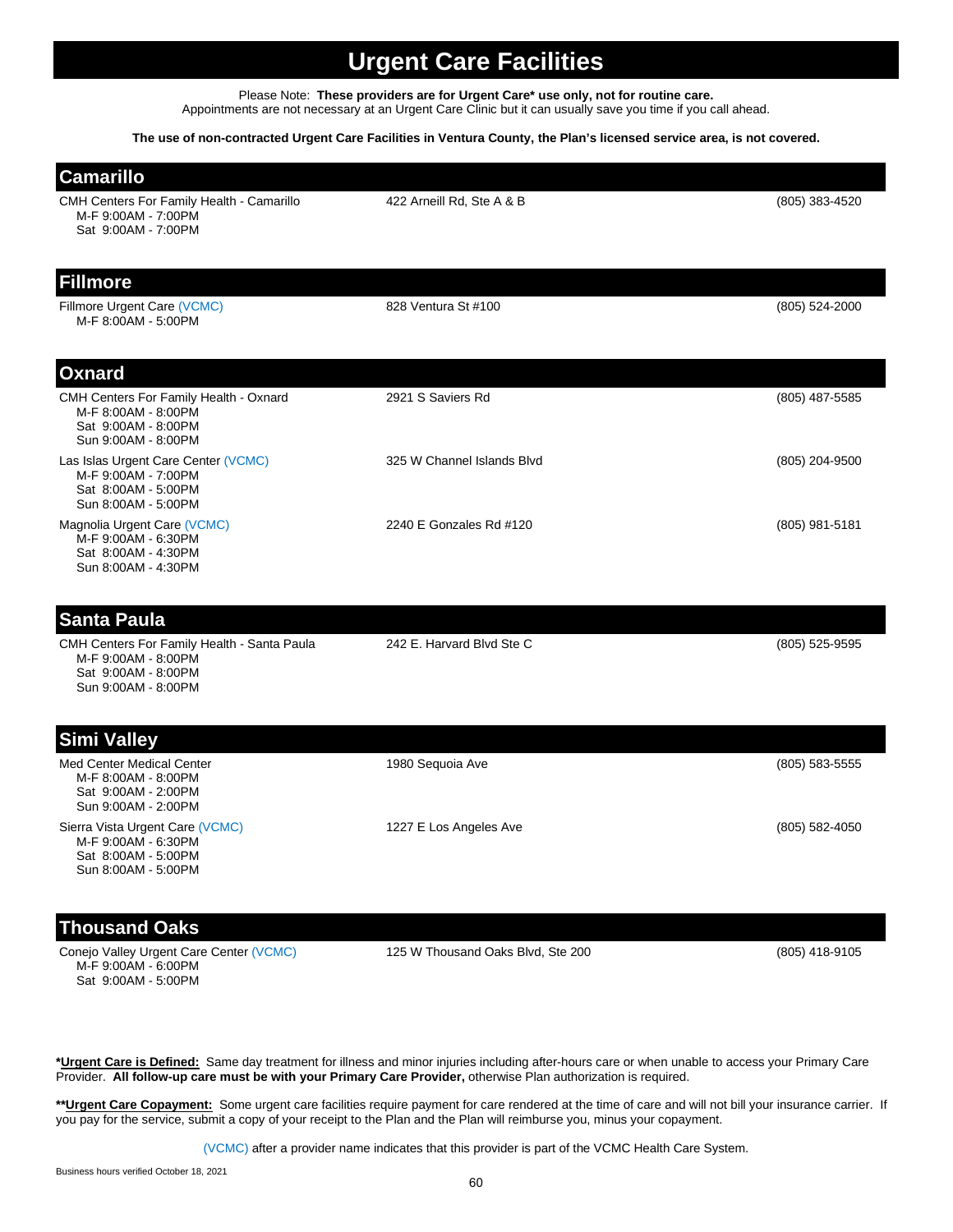# Urgent Care Facilities

Please Note: **These providers are for Urgent Care\* use only, not for routine care.**
Appointments are not necessary at an Urgent Care Clinic but it can usually save you time if you call ahead.

**The use of non-contracted Urgent Care Facilities in Ventura County, the Plan's licensed service area, is not covered.**

## Camarillo

| Provider | Address | Phone |
|---|---|---|
| CMH Centers For Family Health - Camarillo<br>M-F 9:00AM - 7:00PM<br>Sat 9:00AM - 7:00PM | 422 Arneill Rd, Ste A & B | (805) 383-4520 |

## Fillmore

| Provider | Address | Phone |
|---|---|---|
| Fillmore Urgent Care (VCMC)<br>M-F 8:00AM - 5:00PM | 828 Ventura St #100 | (805) 524-2000 |

## Oxnard

| Provider | Address | Phone |
|---|---|---|
| CMH Centers For Family Health - Oxnard<br>M-F 8:00AM - 8:00PM<br>Sat 9:00AM - 8:00PM<br>Sun 9:00AM - 8:00PM | 2921 S Saviers Rd | (805) 487-5585 |
| Las Islas Urgent Care Center (VCMC)<br>M-F 9:00AM - 7:00PM<br>Sat 8:00AM - 5:00PM<br>Sun 8:00AM - 5:00PM | 325 W Channel Islands Blvd | (805) 204-9500 |
| Magnolia Urgent Care (VCMC)<br>M-F 9:00AM - 6:30PM<br>Sat 8:00AM - 4:30PM<br>Sun 8:00AM - 4:30PM | 2240 E Gonzales Rd #120 | (805) 981-5181 |

## Santa Paula

| Provider | Address | Phone |
|---|---|---|
| CMH Centers For Family Health - Santa Paula<br>M-F 9:00AM - 8:00PM<br>Sat 9:00AM - 8:00PM<br>Sun 9:00AM - 8:00PM | 242 E. Harvard Blvd Ste C | (805) 525-9595 |

## Simi Valley

| Provider | Address | Phone |
|---|---|---|
| Med Center Medical Center<br>M-F 8:00AM - 8:00PM<br>Sat 9:00AM - 2:00PM<br>Sun 9:00AM - 2:00PM | 1980 Sequoia Ave | (805) 583-5555 |
| Sierra Vista Urgent Care (VCMC)<br>M-F 9:00AM - 6:30PM<br>Sat 8:00AM - 5:00PM<br>Sun 8:00AM - 5:00PM | 1227 E Los Angeles Ave | (805) 582-4050 |

## Thousand Oaks

| Provider | Address | Phone |
|---|---|---|
| Conejo Valley Urgent Care Center (VCMC)<br>M-F 9:00AM - 6:00PM<br>Sat 9:00AM - 5:00PM | 125 W Thousand Oaks Blvd, Ste 200 | (805) 418-9105 |

**\*Urgent Care is Defined:** Same day treatment for illness and minor injuries including after-hours care or when unable to access your Primary Care Provider. **All follow-up care must be with your Primary Care Provider,** otherwise Plan authorization is required.

**\*\*Urgent Care Copayment:** Some urgent care facilities require payment for care rendered at the time of care and will not bill your insurance carrier. If you pay for the service, submit a copy of your receipt to the Plan and the Plan will reimburse you, minus your copayment.

(VCMC) after a provider name indicates that this provider is part of the VCMC Health Care System.

Business hours verified October 18, 2021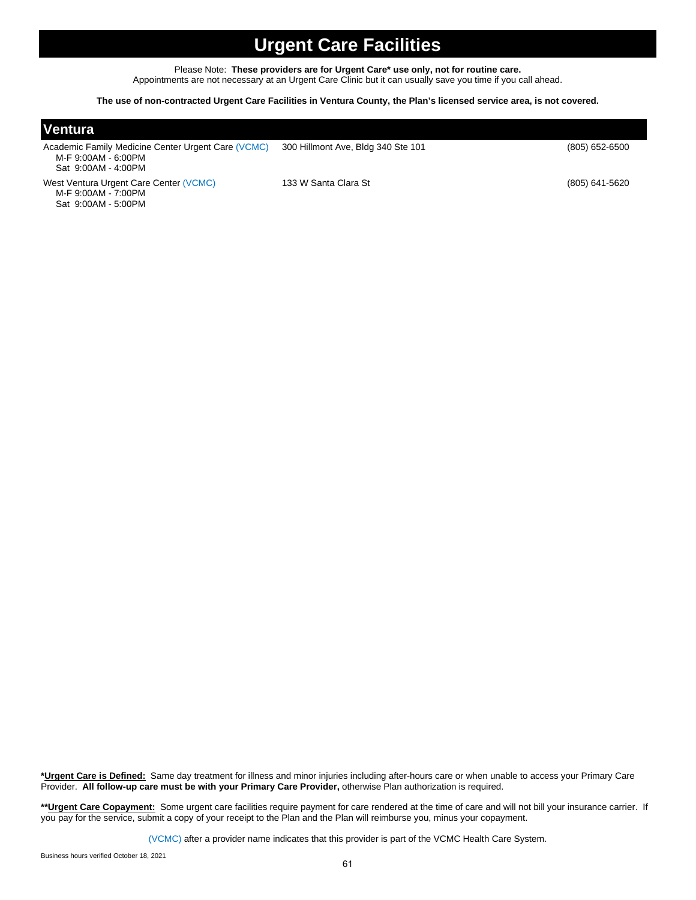# Urgent Care Facilities

Please Note: **These providers are for Urgent Care* use only, not for routine care.**
Appointments are not necessary at an Urgent Care Clinic but it can usually save you time if you call ahead.

**The use of non-contracted Urgent Care Facilities in Ventura County, the Plan's licensed service area, is not covered.**

## Ventura

| | | |
|---|---|---|
| Academic Family Medicine Center Urgent Care (VCMC)<br>M-F 9:00AM - 6:00PM<br>Sat 9:00AM - 4:00PM | 300 Hillmont Ave, Bldg 340 Ste 101 | (805) 652-6500 |
| West Ventura Urgent Care Center (VCMC)<br>M-F 9:00AM - 7:00PM<br>Sat 9:00AM - 5:00PM | 133 W Santa Clara St | (805) 641-5620 |

***Urgent Care is Defined:** Same day treatment for illness and minor injuries including after-hours care or when unable to access your Primary Care Provider. **All follow-up care must be with your Primary Care Provider,** otherwise Plan authorization is required.

****Urgent Care Copayment:** Some urgent care facilities require payment for care rendered at the time of care and will not bill your insurance carrier. If you pay for the service, submit a copy of your receipt to the Plan and the Plan will reimburse you, minus your copayment.

(VCMC) after a provider name indicates that this provider is part of the VCMC Health Care System.

Business hours verified October 18, 2021